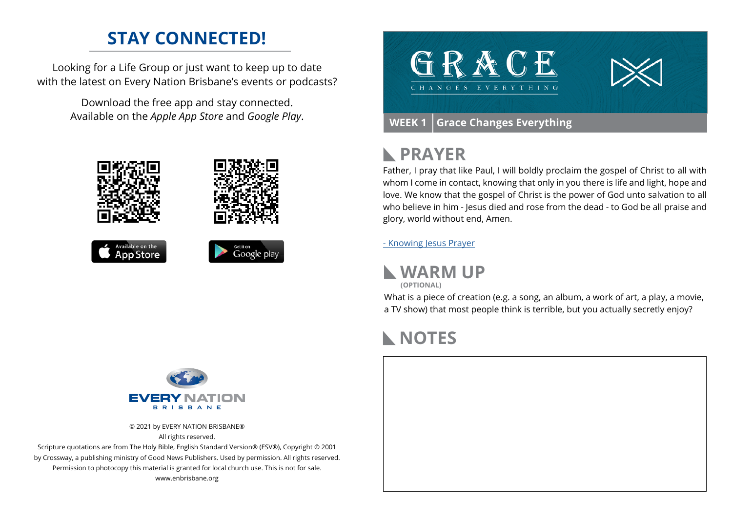## STAY CONNECTED!

Looking for a Life Group or just want to keep up to date with the latest on Every Nation Brisbane's events or podcasts?

Download the free app and stay connected. Available on the *Apple App Store* and *Google Play*.

© 2021 by EVERY NATION BRISBANE®
All rights reserved.
Scripture quotations are from The Holy Bible, English Standard Version® (ESV®), Copyright © 2001 by Crossway, a publishing ministry of Good News Publishers. Used by permission. All rights reserved.
Permission to photocopy this material is granted for local church use. This is not for sale.
www.enbrisbane.org

# GRACE CHANGES EVERYTHING

**WEEK 1** | **Grace Changes Everything**

## PRAYER

Father, I pray that like Paul, I will boldly proclaim the gospel of Christ to all with whom I come in contact, knowing that only in you there is life and light, hope and love. We know that the gospel of Christ is the power of God unto salvation to all who believe in him - Jesus died and rose from the dead - to God be all praise and glory, world without end, Amen.

- Knowing Jesus Prayer

## WARM UP

**(OPTIONAL)**

What is a piece of creation (e.g. a song, an album, a work of art, a play, a movie, a TV show) that most people think is terrible, but you actually secretly enjoy?

## NOTES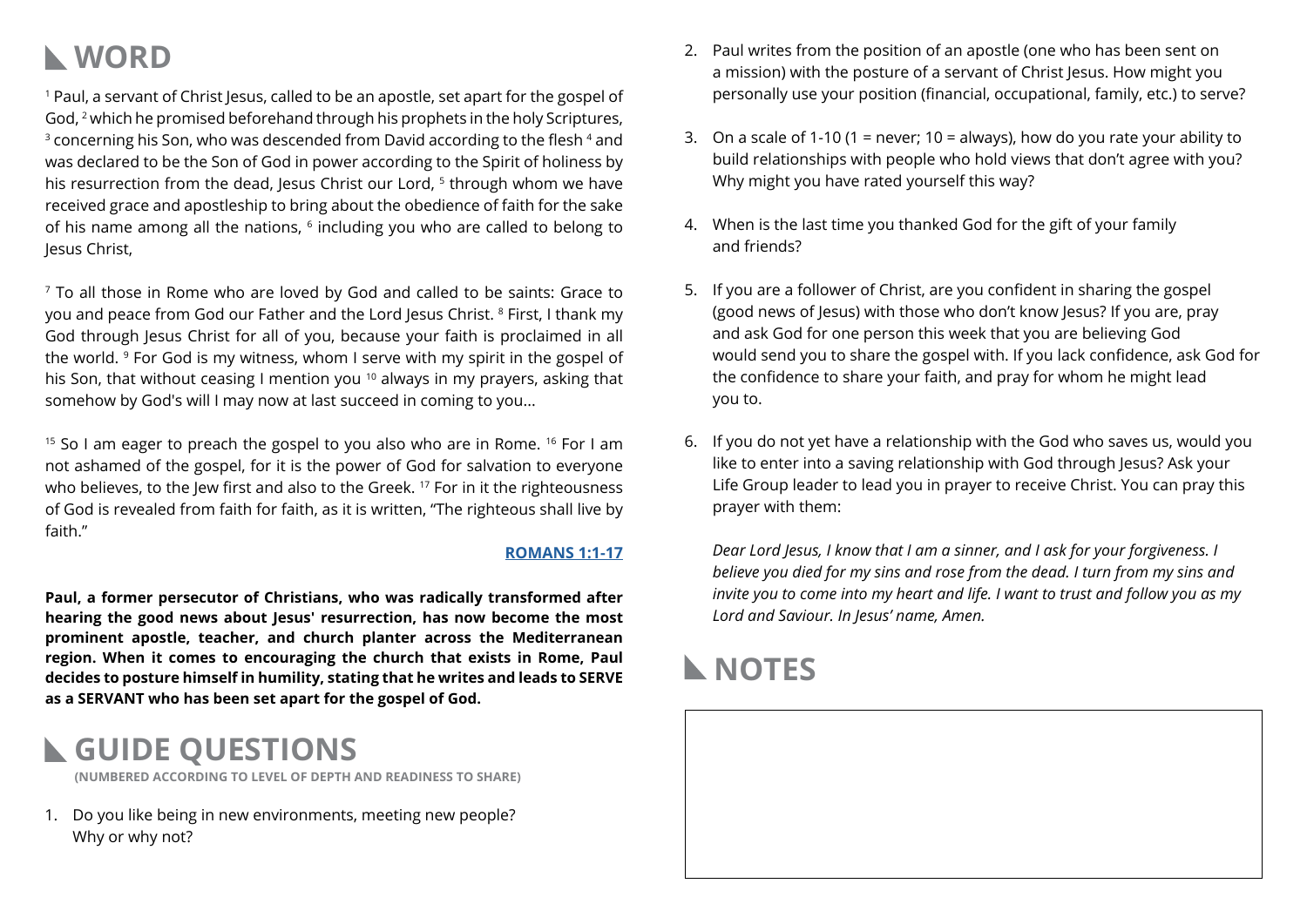## WORD

[1] Paul, a servant of Christ Jesus, called to be an apostle, set apart for the gospel of God, [2] which he promised beforehand through his prophets in the holy Scriptures, [3] concerning his Son, who was descended from David according to the flesh [4] and was declared to be the Son of God in power according to the Spirit of holiness by his resurrection from the dead, Jesus Christ our Lord, [5] through whom we have received grace and apostleship to bring about the obedience of faith for the sake of his name among all the nations, [6] including you who are called to belong to Jesus Christ,

[7] To all those in Rome who are loved by God and called to be saints: Grace to you and peace from God our Father and the Lord Jesus Christ. [8] First, I thank my God through Jesus Christ for all of you, because your faith is proclaimed in all the world. [9] For God is my witness, whom I serve with my spirit in the gospel of his Son, that without ceasing I mention you [10] always in my prayers, asking that somehow by God's will I may now at last succeed in coming to you...

[15] So I am eager to preach the gospel to you also who are in Rome. [16] For I am not ashamed of the gospel, for it is the power of God for salvation to everyone who believes, to the Jew first and also to the Greek. [17] For in it the righteousness of God is revealed from faith for faith, as it is written, "The righteous shall live by faith."

**ROMANS 1:1-17**

**Paul, a former persecutor of Christians, who was radically transformed after hearing the good news about Jesus' resurrection, has now become the most prominent apostle, teacher, and church planter across the Mediterranean region. When it comes to encouraging the church that exists in Rome, Paul decides to posture himself in humility, stating that he writes and leads to SERVE as a SERVANT who has been set apart for the gospel of God.**

## GUIDE QUESTIONS

**(NUMBERED ACCORDING TO LEVEL OF DEPTH AND READINESS TO SHARE)**

1. Do you like being in new environments, meeting new people? Why or why not?
2. Paul writes from the position of an apostle (one who has been sent on a mission) with the posture of a servant of Christ Jesus. How might you personally use your position (financial, occupational, family, etc.) to serve?
3. On a scale of 1-10 (1 = never; 10 = always), how do you rate your ability to build relationships with people who hold views that don't agree with you? Why might you have rated yourself this way?
4. When is the last time you thanked God for the gift of your family and friends?
5. If you are a follower of Christ, are you confident in sharing the gospel (good news of Jesus) with those who don't know Jesus? If you are, pray and ask God for one person this week that you are believing God would send you to share the gospel with. If you lack confidence, ask God for the confidence to share your faith, and pray for whom he might lead you to.
6. If you do not yet have a relationship with the God who saves us, would you like to enter into a saving relationship with God through Jesus? Ask your Life Group leader to lead you in prayer to receive Christ. You can pray this prayer with them:

   *Dear Lord Jesus, I know that I am a sinner, and I ask for your forgiveness. I believe you died for my sins and rose from the dead. I turn from my sins and invite you to come into my heart and life. I want to trust and follow you as my Lord and Saviour. In Jesus' name, Amen.*

## NOTES